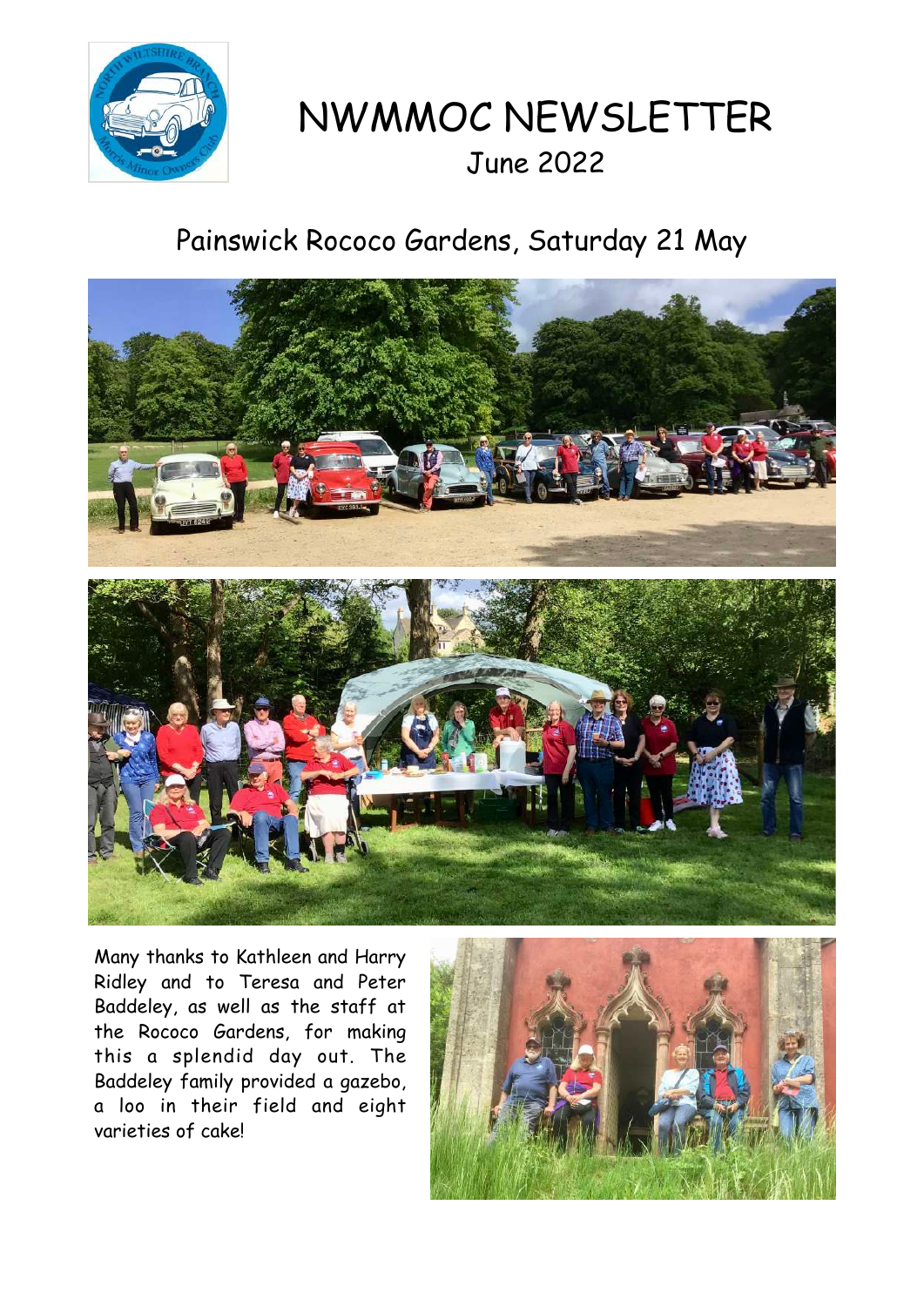# NWMMOC NEWSLETTER

June 2022

## Painswick Rococo Gardens, Saturday 21 May

Many thanks to Kathleen and Harry Ridley and to Teresa and Peter Baddeley, as well as the staff at the Rococo Gardens, for making this a splendid day out. The Baddeley family provided a gazebo, a loo in their field and eight varieties of cake!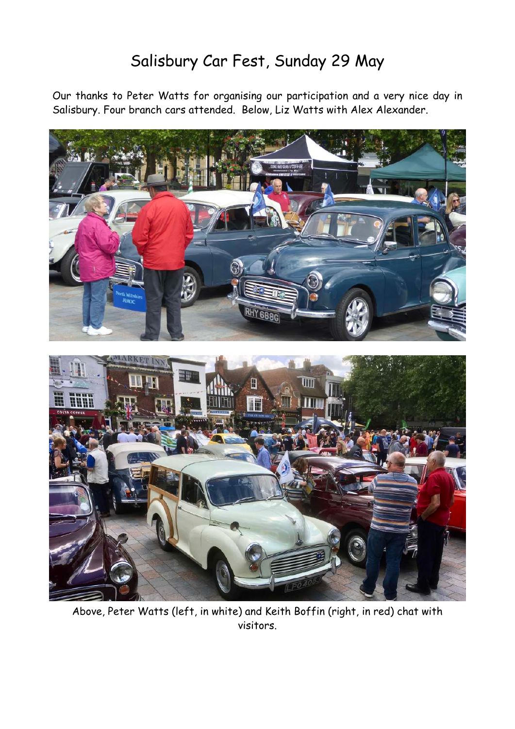# Salisbury Car Fest, Sunday 29 May

Our thanks to Peter Watts for organising our participation and a very nice day in Salisbury. Four branch cars attended. Below, Liz Watts with Alex Alexander.

Above, Peter Watts (left, in white) and Keith Boffin (right, in red) chat with visitors.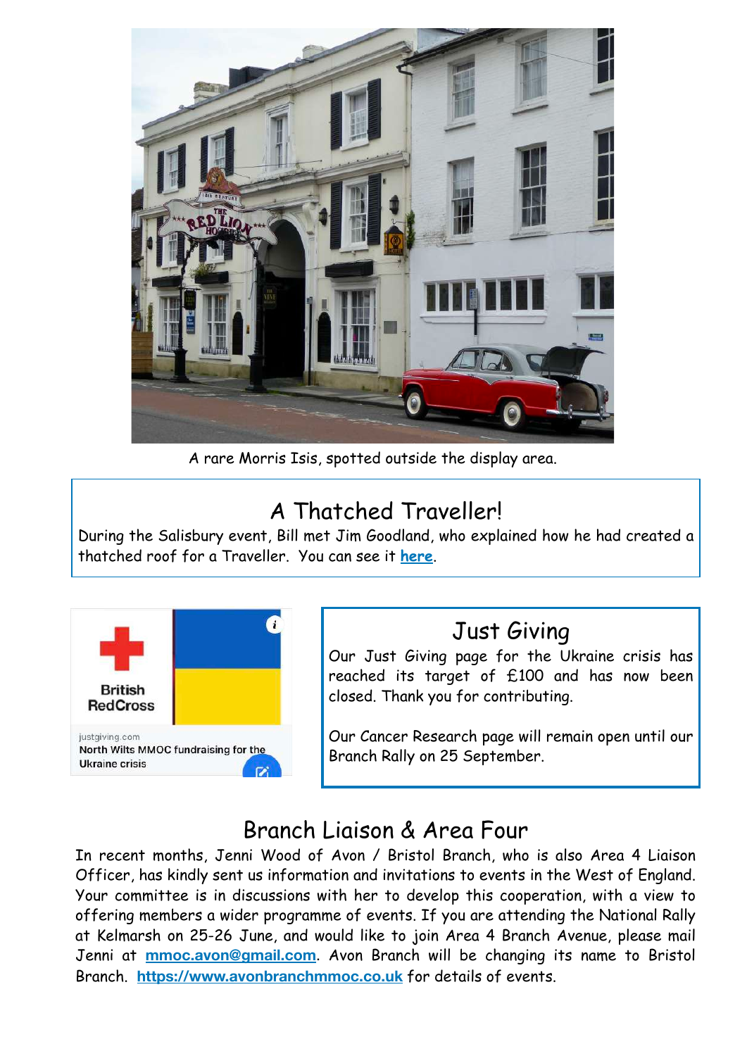A rare Morris Isis, spotted outside the display area.

## A Thatched Traveller!

During the Salisbury event, Bill met Jim Goodland, who explained how he had created a thatched roof for a Traveller. You can see it **here**.

## Just Giving

Our Just Giving page for the Ukraine crisis has reached its target of £100 and has now been closed. Thank you for contributing.

Our Cancer Research page will remain open until our Branch Rally on 25 September.

## Branch Liaison & Area Four

In recent months, Jenni Wood of Avon / Bristol Branch, who is also Area 4 Liaison Officer, has kindly sent us information and invitations to events in the West of England. Your committee is in discussions with her to develop this cooperation, with a view to offering members a wider programme of events. If you are attending the National Rally at Kelmarsh on 25-26 June, and would like to join Area 4 Branch Avenue, please mail Jenni at **mmoc.avon@gmail.com**. Avon Branch will be changing its name to Bristol Branch. **https://www.avonbranchmmoc.co.uk** for details of events.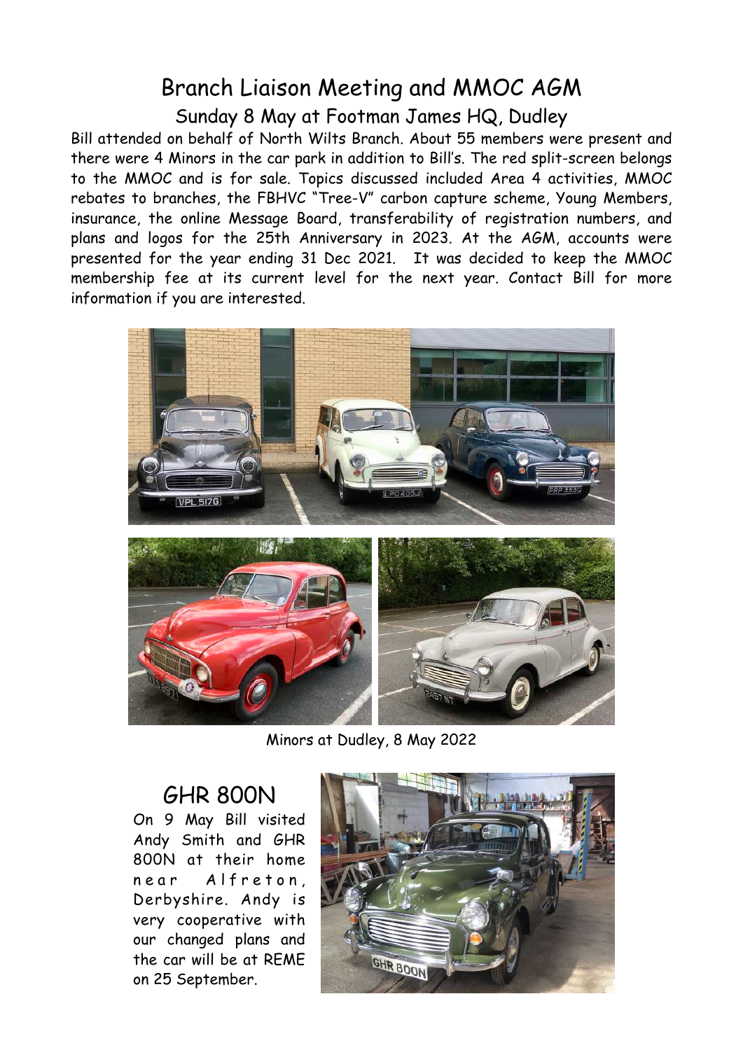# Branch Liaison Meeting and MMOC AGM

## Sunday 8 May at Footman James HQ, Dudley

Bill attended on behalf of North Wilts Branch. About 55 members were present and there were 4 Minors in the car park in addition to Bill's. The red split-screen belongs to the MMOC and is for sale. Topics discussed included Area 4 activities, MMOC rebates to branches, the FBHVC "Tree-V" carbon capture scheme, Young Members, insurance, the online Message Board, transferability of registration numbers, and plans and logos for the 25th Anniversary in 2023. At the AGM, accounts were presented for the year ending 31 Dec 2021. It was decided to keep the MMOC membership fee at its current level for the next year. Contact Bill for more information if you are interested.

Minors at Dudley, 8 May 2022

# GHR 800N

On 9 May Bill visited Andy Smith and GHR 800N at their home near Alfreton, Derbyshire. Andy is very cooperative with our changed plans and the car will be at REME on 25 September.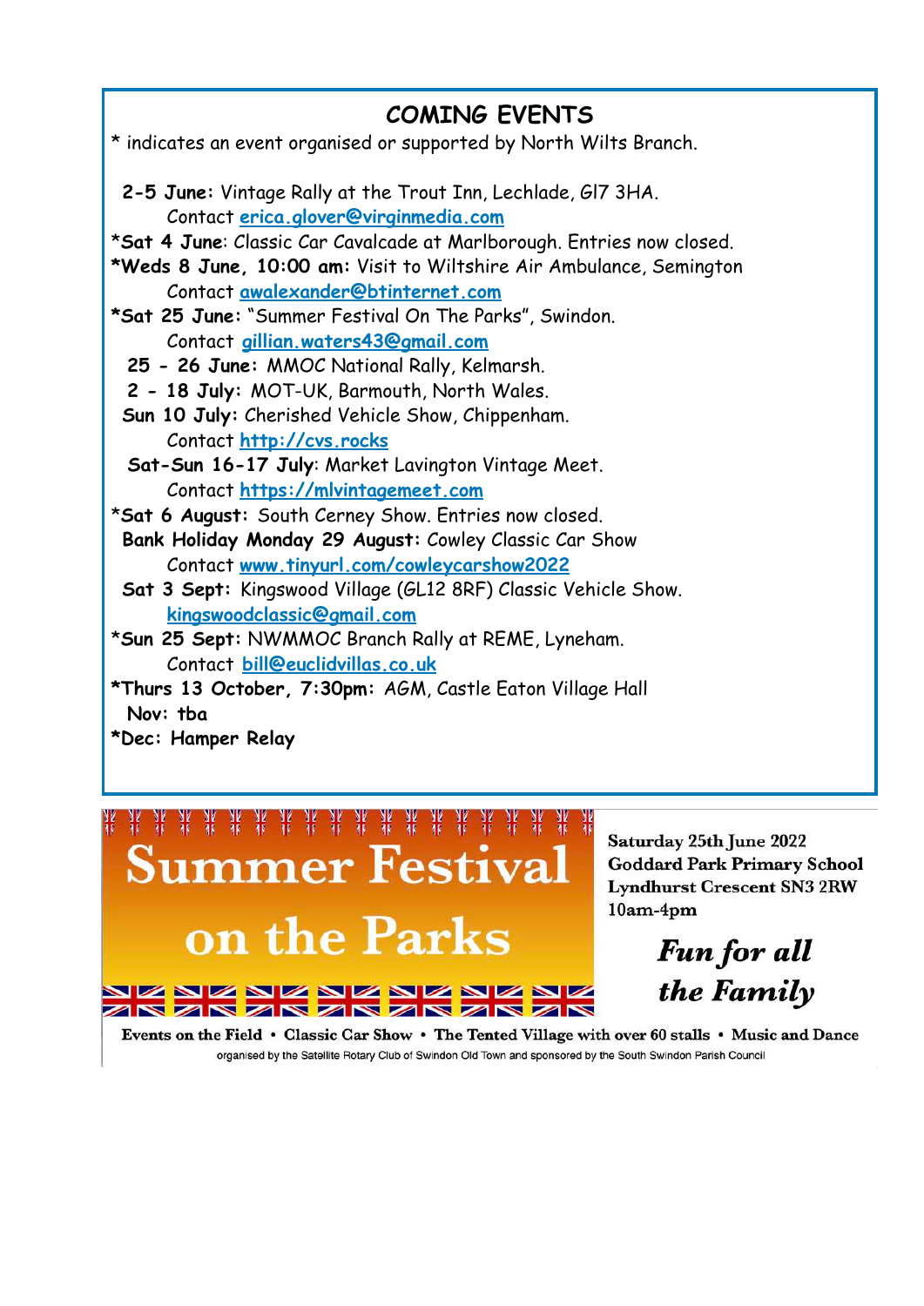## COMING EVENTS

\* indicates an event organised or supported by North Wilts Branch.

**2-5 June:** Vintage Rally at the Trout Inn, Lechlade, Gl7 3HA.
Contact erica.glover@virginmedia.com

\***Sat 4 June**: Classic Car Cavalcade at Marlborough. Entries now closed.

\***Weds 8 June, 10:00 am:** Visit to Wiltshire Air Ambulance, Semington
Contact awalexander@btinternet.com

\***Sat 25 June:** "Summer Festival On The Parks", Swindon.
Contact gillian.waters43@gmail.com

**25 - 26 June:** MMOC National Rally, Kelmarsh.

**2 - 18 July:** MOT-UK, Barmouth, North Wales.

**Sun 10 July:** Cherished Vehicle Show, Chippenham.
Contact http://cvs.rocks

**Sat-Sun 16-17 July**: Market Lavington Vintage Meet.
Contact https://mlvintagemeet.com

\***Sat 6 August:** South Cerney Show. Entries now closed.

**Bank Holiday Monday 29 August:** Cowley Classic Car Show
Contact www.tinyurl.com/cowleycarshow2022

**Sat 3 Sept:** Kingswood Village (GL12 8RF) Classic Vehicle Show.
kingswoodclassic@gmail.com

\***Sun 25 Sept:** NWMMOC Branch Rally at REME, Lyneham.
Contact bill@euclidvillas.co.uk

\***Thurs 13 October, 7:30pm:** AGM, Castle Eaton Village Hall

**Nov: tba**

\***Dec: Hamper Relay**

# Summer Festival on the Parks

**Saturday 25th June 2022**
**Goddard Park Primary School**
**Lyndhurst Crescent SN3 2RW**
**10am-4pm**

***Fun for all the Family***

**Events on the Field • Classic Car Show • The Tented Village with over 60 stalls • Music and Dance**

organised by the Satellite Rotary Club of Swindon Old Town and sponsored by the South Swindon Parish Council